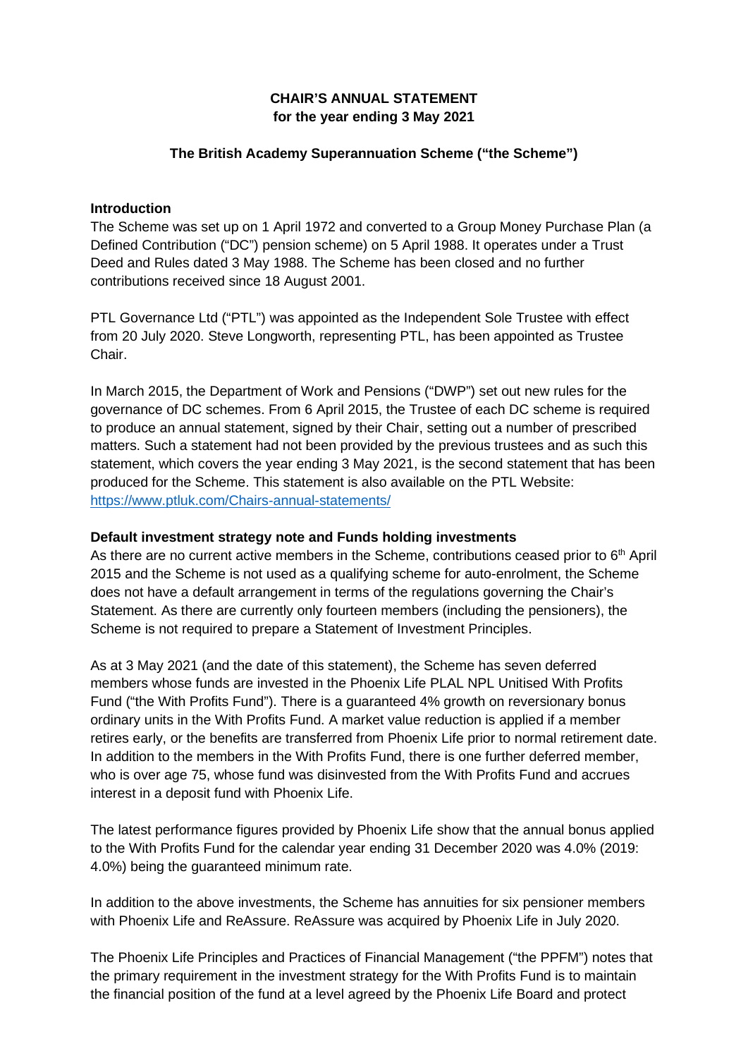**CHAIR'S ANNUAL STATEMENT**
**for the year ending 3 May 2021**

**The British Academy Superannuation Scheme ("the Scheme")**

**Introduction**

The Scheme was set up on 1 April 1972 and converted to a Group Money Purchase Plan (a Defined Contribution ("DC") pension scheme) on 5 April 1988. It operates under a Trust Deed and Rules dated 3 May 1988. The Scheme has been closed and no further contributions received since 18 August 2001.

PTL Governance Ltd ("PTL") was appointed as the Independent Sole Trustee with effect from 20 July 2020. Steve Longworth, representing PTL, has been appointed as Trustee Chair.

In March 2015, the Department of Work and Pensions ("DWP") set out new rules for the governance of DC schemes. From 6 April 2015, the Trustee of each DC scheme is required to produce an annual statement, signed by their Chair, setting out a number of prescribed matters. Such a statement had not been provided by the previous trustees and as such this statement, which covers the year ending 3 May 2021, is the second statement that has been produced for the Scheme. This statement is also available on the PTL Website: https://www.ptluk.com/Chairs-annual-statements/

**Default investment strategy note and Funds holding investments**

As there are no current active members in the Scheme, contributions ceased prior to 6th April 2015 and the Scheme is not used as a qualifying scheme for auto-enrolment, the Scheme does not have a default arrangement in terms of the regulations governing the Chair's Statement. As there are currently only fourteen members (including the pensioners), the Scheme is not required to prepare a Statement of Investment Principles.

As at 3 May 2021 (and the date of this statement), the Scheme has seven deferred members whose funds are invested in the Phoenix Life PLAL NPL Unitised With Profits Fund ("the With Profits Fund"). There is a guaranteed 4% growth on reversionary bonus ordinary units in the With Profits Fund. A market value reduction is applied if a member retires early, or the benefits are transferred from Phoenix Life prior to normal retirement date. In addition to the members in the With Profits Fund, there is one further deferred member, who is over age 75, whose fund was disinvested from the With Profits Fund and accrues interest in a deposit fund with Phoenix Life.

The latest performance figures provided by Phoenix Life show that the annual bonus applied to the With Profits Fund for the calendar year ending 31 December 2020 was 4.0% (2019: 4.0%) being the guaranteed minimum rate.

In addition to the above investments, the Scheme has annuities for six pensioner members with Phoenix Life and ReAssure. ReAssure was acquired by Phoenix Life in July 2020.

The Phoenix Life Principles and Practices of Financial Management ("the PPFM") notes that the primary requirement in the investment strategy for the With Profits Fund is to maintain the financial position of the fund at a level agreed by the Phoenix Life Board and protect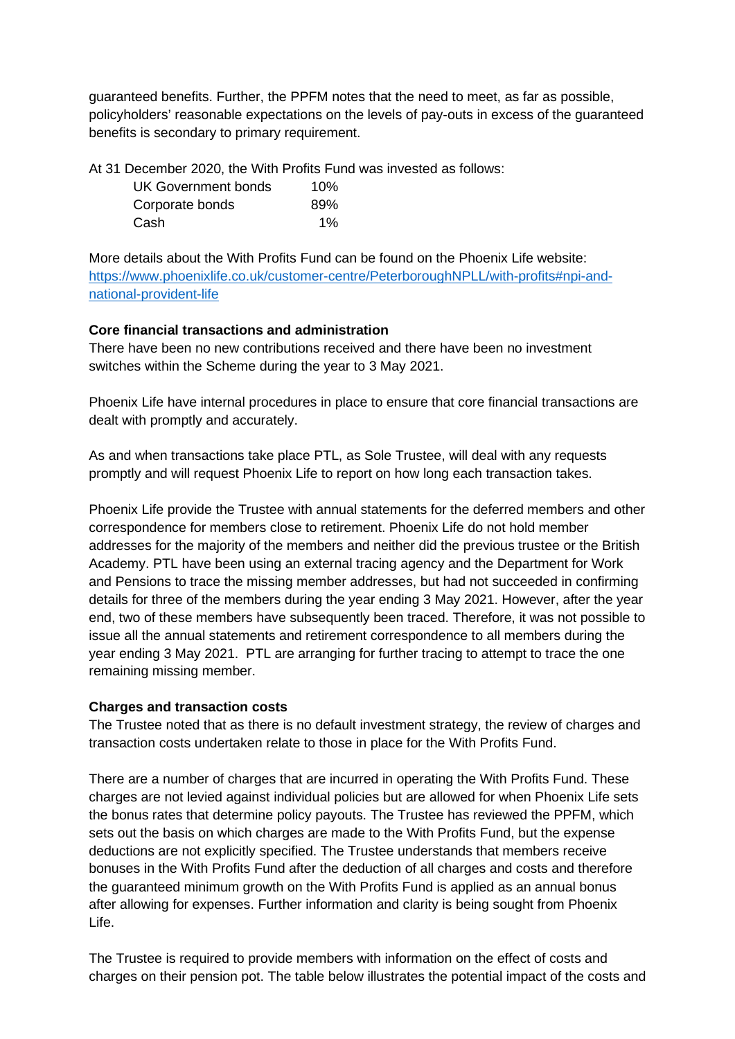guaranteed benefits. Further, the PPFM notes that the need to meet, as far as possible, policyholders' reasonable expectations on the levels of pay-outs in excess of the guaranteed benefits is secondary to primary requirement.

At 31 December 2020, the With Profits Fund was invested as follows:

| | |
|---|---|
| UK Government bonds | 10% |
| Corporate bonds | 89% |
| Cash | 1% |

More details about the With Profits Fund can be found on the Phoenix Life website: [https://www.phoenixlife.co.uk/customer-centre/PeterboroughNPLL/with-profits#npi-and-national-provident-life](https://www.phoenixlife.co.uk/customer-centre/PeterboroughNPLL/with-profits#npi-and-national-provident-life)

**Core financial transactions and administration**

There have been no new contributions received and there have been no investment switches within the Scheme during the year to 3 May 2021.

Phoenix Life have internal procedures in place to ensure that core financial transactions are dealt with promptly and accurately.

As and when transactions take place PTL, as Sole Trustee, will deal with any requests promptly and will request Phoenix Life to report on how long each transaction takes.

Phoenix Life provide the Trustee with annual statements for the deferred members and other correspondence for members close to retirement. Phoenix Life do not hold member addresses for the majority of the members and neither did the previous trustee or the British Academy. PTL have been using an external tracing agency and the Department for Work and Pensions to trace the missing member addresses, but had not succeeded in confirming details for three of the members during the year ending 3 May 2021. However, after the year end, two of these members have subsequently been traced. Therefore, it was not possible to issue all the annual statements and retirement correspondence to all members during the year ending 3 May 2021. PTL are arranging for further tracing to attempt to trace the one remaining missing member.

**Charges and transaction costs**

The Trustee noted that as there is no default investment strategy, the review of charges and transaction costs undertaken relate to those in place for the With Profits Fund.

There are a number of charges that are incurred in operating the With Profits Fund. These charges are not levied against individual policies but are allowed for when Phoenix Life sets the bonus rates that determine policy payouts. The Trustee has reviewed the PPFM, which sets out the basis on which charges are made to the With Profits Fund, but the expense deductions are not explicitly specified. The Trustee understands that members receive bonuses in the With Profits Fund after the deduction of all charges and costs and therefore the guaranteed minimum growth on the With Profits Fund is applied as an annual bonus after allowing for expenses. Further information and clarity is being sought from Phoenix Life.

The Trustee is required to provide members with information on the effect of costs and charges on their pension pot. The table below illustrates the potential impact of the costs and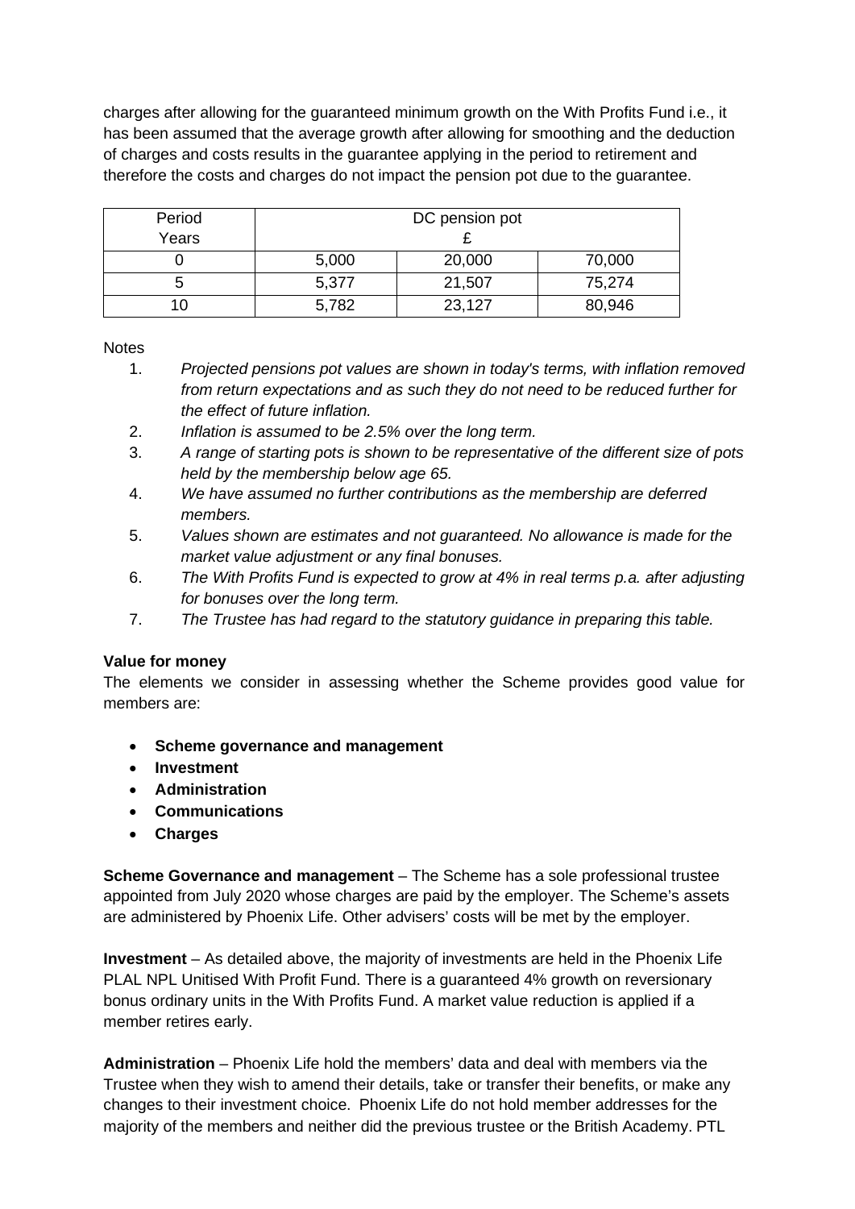charges after allowing for the guaranteed minimum growth on the With Profits Fund i.e., it has been assumed that the average growth after allowing for smoothing and the deduction of charges and costs results in the guarantee applying in the period to retirement and therefore the costs and charges do not impact the pension pot due to the guarantee.

| Period Years | DC pension pot £ | | |
|---|---|---|---|
| 0 | 5,000 | 20,000 | 70,000 |
| 5 | 5,377 | 21,507 | 75,274 |
| 10 | 5,782 | 23,127 | 80,946 |

Notes

1. *Projected pensions pot values are shown in today's terms, with inflation removed from return expectations and as such they do not need to be reduced further for the effect of future inflation.*
2. *Inflation is assumed to be 2.5% over the long term.*
3. *A range of starting pots is shown to be representative of the different size of pots held by the membership below age 65.*
4. *We have assumed no further contributions as the membership are deferred members.*
5. *Values shown are estimates and not guaranteed. No allowance is made for the market value adjustment or any final bonuses.*
6. *The With Profits Fund is expected to grow at 4% in real terms p.a. after adjusting for bonuses over the long term.*
7. *The Trustee has had regard to the statutory guidance in preparing this table.*

**Value for money**

The elements we consider in assessing whether the Scheme provides good value for members are:

- **Scheme governance and management**
- **Investment**
- **Administration**
- **Communications**
- **Charges**

**Scheme Governance and management** – The Scheme has a sole professional trustee appointed from July 2020 whose charges are paid by the employer. The Scheme's assets are administered by Phoenix Life. Other advisers' costs will be met by the employer.

**Investment** – As detailed above, the majority of investments are held in the Phoenix Life PLAL NPL Unitised With Profit Fund. There is a guaranteed 4% growth on reversionary bonus ordinary units in the With Profits Fund. A market value reduction is applied if a member retires early.

**Administration** – Phoenix Life hold the members' data and deal with members via the Trustee when they wish to amend their details, take or transfer their benefits, or make any changes to their investment choice. Phoenix Life do not hold member addresses for the majority of the members and neither did the previous trustee or the British Academy. PTL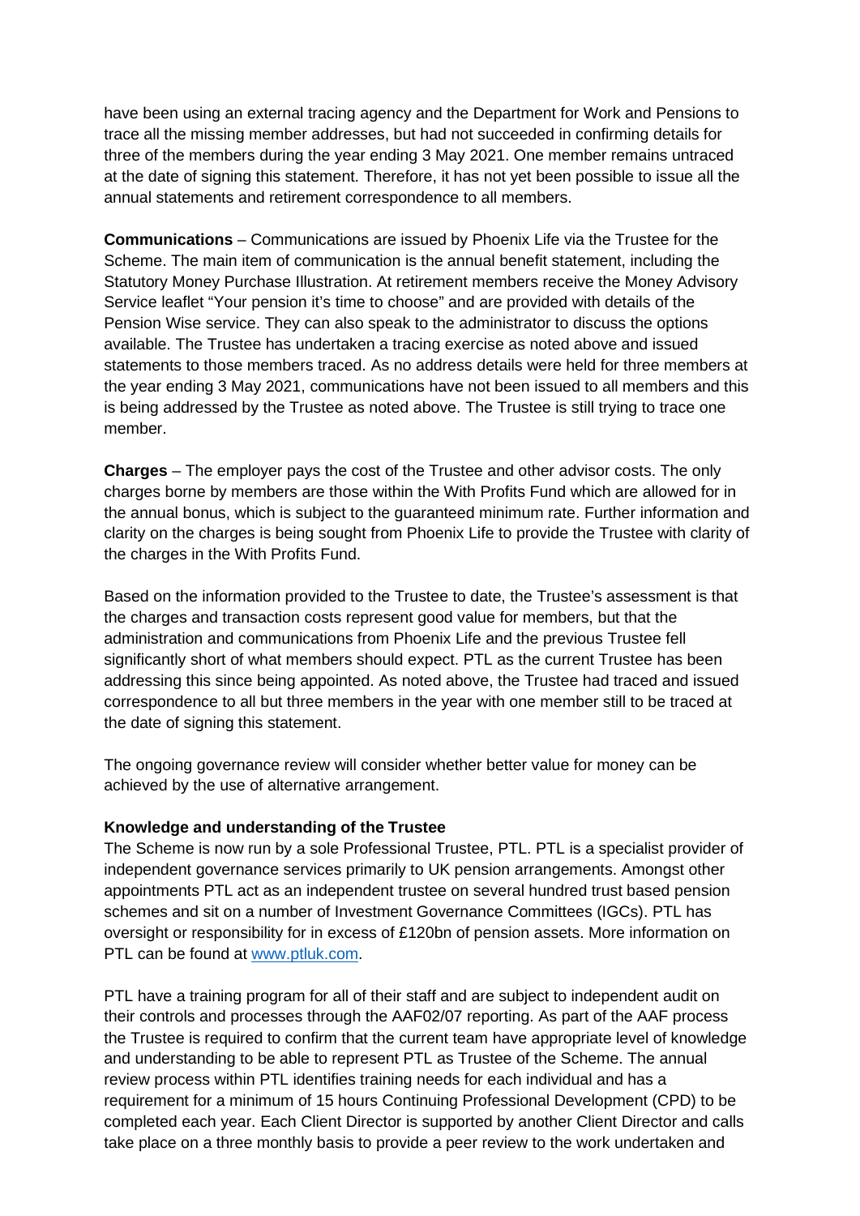have been using an external tracing agency and the Department for Work and Pensions to trace all the missing member addresses, but had not succeeded in confirming details for three of the members during the year ending 3 May 2021. One member remains untraced at the date of signing this statement. Therefore, it has not yet been possible to issue all the annual statements and retirement correspondence to all members.

**Communications** – Communications are issued by Phoenix Life via the Trustee for the Scheme. The main item of communication is the annual benefit statement, including the Statutory Money Purchase Illustration. At retirement members receive the Money Advisory Service leaflet "Your pension it's time to choose" and are provided with details of the Pension Wise service. They can also speak to the administrator to discuss the options available. The Trustee has undertaken a tracing exercise as noted above and issued statements to those members traced. As no address details were held for three members at the year ending 3 May 2021, communications have not been issued to all members and this is being addressed by the Trustee as noted above. The Trustee is still trying to trace one member.

**Charges** – The employer pays the cost of the Trustee and other advisor costs. The only charges borne by members are those within the With Profits Fund which are allowed for in the annual bonus, which is subject to the guaranteed minimum rate. Further information and clarity on the charges is being sought from Phoenix Life to provide the Trustee with clarity of the charges in the With Profits Fund.

Based on the information provided to the Trustee to date, the Trustee's assessment is that the charges and transaction costs represent good value for members, but that the administration and communications from Phoenix Life and the previous Trustee fell significantly short of what members should expect. PTL as the current Trustee has been addressing this since being appointed. As noted above, the Trustee had traced and issued correspondence to all but three members in the year with one member still to be traced at the date of signing this statement.

The ongoing governance review will consider whether better value for money can be achieved by the use of alternative arrangement.

**Knowledge and understanding of the Trustee**

The Scheme is now run by a sole Professional Trustee, PTL. PTL is a specialist provider of independent governance services primarily to UK pension arrangements. Amongst other appointments PTL act as an independent trustee on several hundred trust based pension schemes and sit on a number of Investment Governance Committees (IGCs). PTL has oversight or responsibility for in excess of £120bn of pension assets. More information on PTL can be found at [www.ptluk.com](www.ptluk.com).

PTL have a training program for all of their staff and are subject to independent audit on their controls and processes through the AAF02/07 reporting. As part of the AAF process the Trustee is required to confirm that the current team have appropriate level of knowledge and understanding to be able to represent PTL as Trustee of the Scheme. The annual review process within PTL identifies training needs for each individual and has a requirement for a minimum of 15 hours Continuing Professional Development (CPD) to be completed each year. Each Client Director is supported by another Client Director and calls take place on a three monthly basis to provide a peer review to the work undertaken and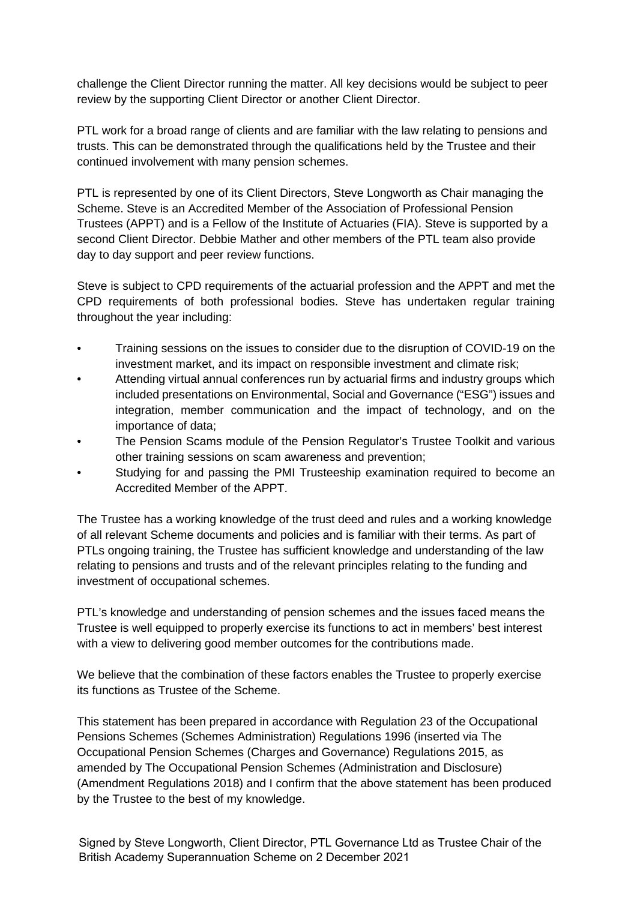challenge the Client Director running the matter. All key decisions would be subject to peer review by the supporting Client Director or another Client Director.

PTL work for a broad range of clients and are familiar with the law relating to pensions and trusts. This can be demonstrated through the qualifications held by the Trustee and their continued involvement with many pension schemes.

PTL is represented by one of its Client Directors, Steve Longworth as Chair managing the Scheme. Steve is an Accredited Member of the Association of Professional Pension Trustees (APPT) and is a Fellow of the Institute of Actuaries (FIA). Steve is supported by a second Client Director. Debbie Mather and other members of the PTL team also provide day to day support and peer review functions.

Steve is subject to CPD requirements of the actuarial profession and the APPT and met the CPD requirements of both professional bodies. Steve has undertaken regular training throughout the year including:

- Training sessions on the issues to consider due to the disruption of COVID-19 on the investment market, and its impact on responsible investment and climate risk;
- Attending virtual annual conferences run by actuarial firms and industry groups which included presentations on Environmental, Social and Governance ("ESG") issues and integration, member communication and the impact of technology, and on the importance of data;
- The Pension Scams module of the Pension Regulator's Trustee Toolkit and various other training sessions on scam awareness and prevention;
- Studying for and passing the PMI Trusteeship examination required to become an Accredited Member of the APPT.

The Trustee has a working knowledge of the trust deed and rules and a working knowledge of all relevant Scheme documents and policies and is familiar with their terms. As part of PTLs ongoing training, the Trustee has sufficient knowledge and understanding of the law relating to pensions and trusts and of the relevant principles relating to the funding and investment of occupational schemes.

PTL's knowledge and understanding of pension schemes and the issues faced means the Trustee is well equipped to properly exercise its functions to act in members' best interest with a view to delivering good member outcomes for the contributions made.

We believe that the combination of these factors enables the Trustee to properly exercise its functions as Trustee of the Scheme.

This statement has been prepared in accordance with Regulation 23 of the Occupational Pensions Schemes (Schemes Administration) Regulations 1996 (inserted via The Occupational Pension Schemes (Charges and Governance) Regulations 2015, as amended by The Occupational Pension Schemes (Administration and Disclosure) (Amendment Regulations 2018) and I confirm that the above statement has been produced by the Trustee to the best of my knowledge.

Signed by Steve Longworth, Client Director, PTL Governance Ltd as Trustee Chair of the British Academy Superannuation Scheme on 2 December 2021